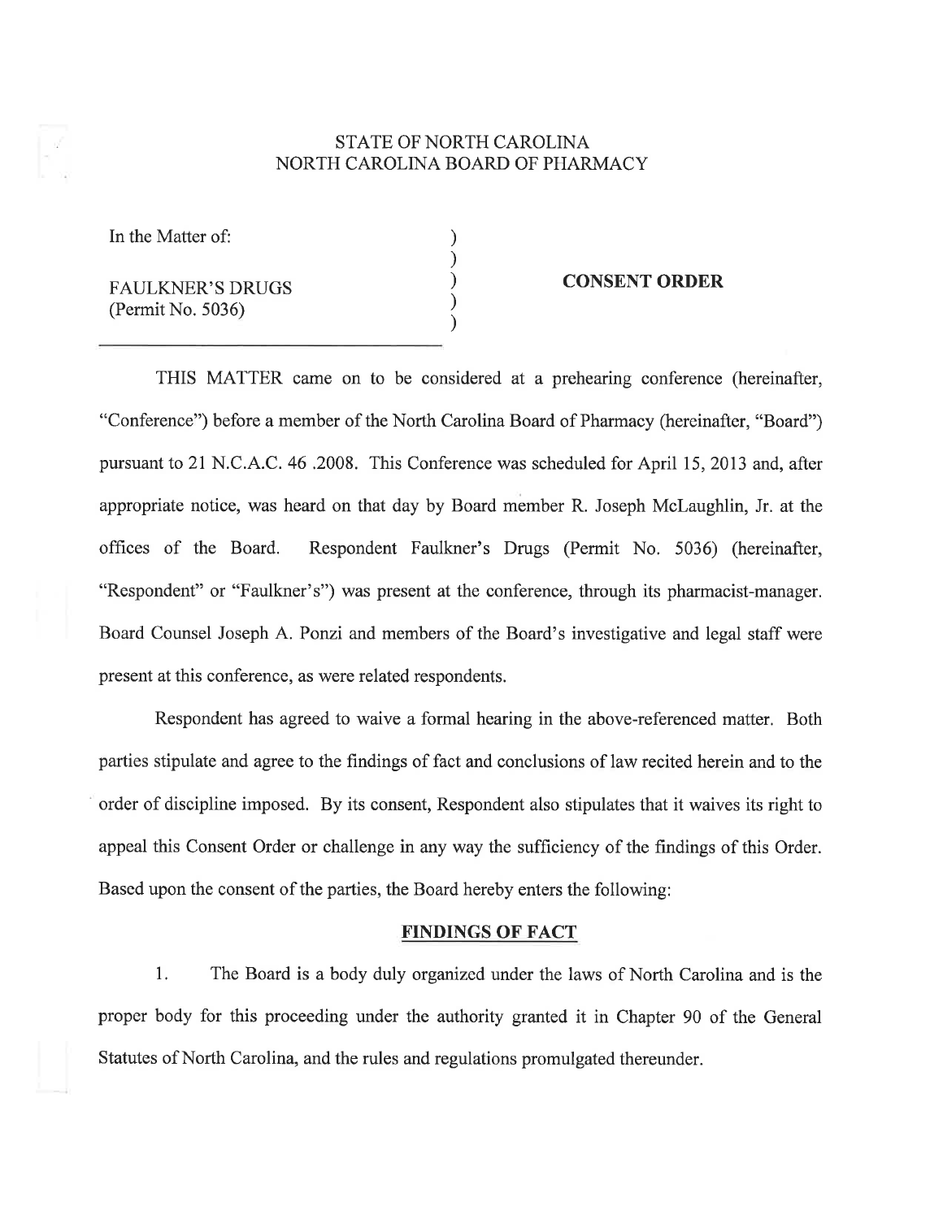STATE OF NORTH CAROLINA
NORTH CAROLINA BOARD OF PHARMACY

| | | |
|---|---|---|
| In the Matter of: | ) | |
| | ) | |
| FAULKNER'S DRUGS | ) | **CONSENT ORDER** |
| (Permit No. 5036) | ) | |
| | ) | |

THIS MATTER came on to be considered at a prehearing conference (hereinafter, "Conference") before a member of the North Carolina Board of Pharmacy (hereinafter, "Board") pursuant to 21 N.C.A.C. 46 .2008. This Conference was scheduled for April 15, 2013 and, after appropriate notice, was heard on that day by Board member R. Joseph McLaughlin, Jr. at the offices of the Board. Respondent Faulkner's Drugs (Permit No. 5036) (hereinafter, "Respondent" or "Faulkner's") was present at the conference, through its pharmacist-manager. Board Counsel Joseph A. Ponzi and members of the Board's investigative and legal staff were present at this conference, as were related respondents.

Respondent has agreed to waive a formal hearing in the above-referenced matter. Both parties stipulate and agree to the findings of fact and conclusions of law recited herein and to the order of discipline imposed. By its consent, Respondent also stipulates that it waives its right to appeal this Consent Order or challenge in any way the sufficiency of the findings of this Order. Based upon the consent of the parties, the Board hereby enters the following:

## FINDINGS OF FACT

1. The Board is a body duly organized under the laws of North Carolina and is the proper body for this proceeding under the authority granted it in Chapter 90 of the General Statutes of North Carolina, and the rules and regulations promulgated thereunder.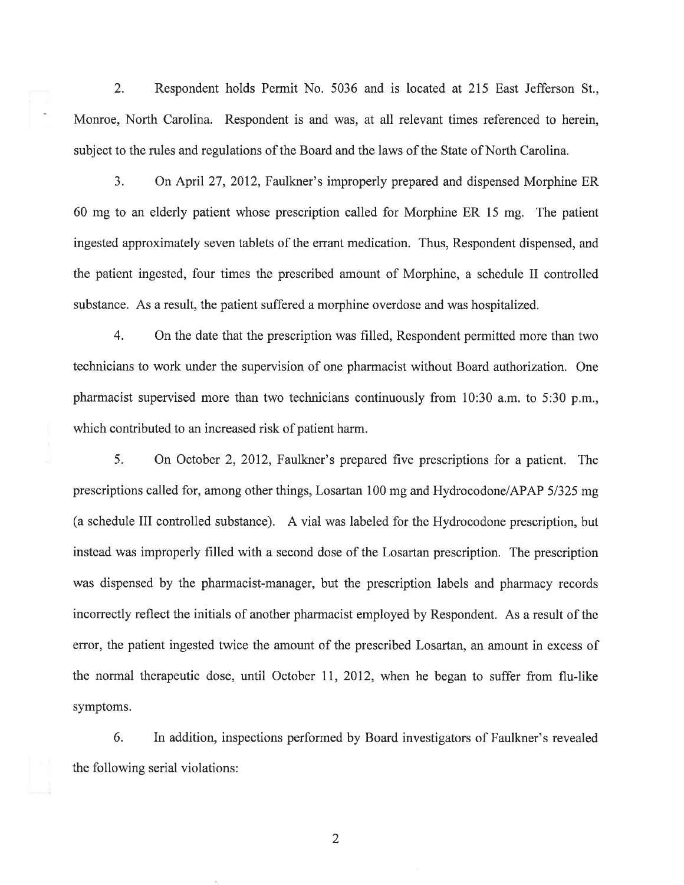2. Respondent holds Permit No. 5036 and is located at 215 East Jefferson St., Monroe, North Carolina. Respondent is and was, at all relevant times referenced to herein, subject to the rules and regulations of the Board and the laws of the State of North Carolina.

3. On April 27, 2012, Faulkner's improperly prepared and dispensed Morphine ER 60 mg to an elderly patient whose prescription called for Morphine ER 15 mg. The patient ingested approximately seven tablets of the errant medication. Thus, Respondent dispensed, and the patient ingested, four times the prescribed amount of Morphine, a schedule II controlled substance. As a result, the patient suffered a morphine overdose and was hospitalized.

4. On the date that the prescription was filled, Respondent permitted more than two technicians to work under the supervision of one pharmacist without Board authorization. One pharmacist supervised more than two technicians continuously from 10:30 a.m. to 5:30 p.m., which contributed to an increased risk of patient harm.

5. On October 2, 2012, Faulkner's prepared five prescriptions for a patient. The prescriptions called for, among other things, Losartan 100 mg and Hydrocodone/APAP 5/325 mg (a schedule III controlled substance). A vial was labeled for the Hydrocodone prescription, but instead was improperly filled with a second dose of the Losartan prescription. The prescription was dispensed by the pharmacist-manager, but the prescription labels and pharmacy records incorrectly reflect the initials of another pharmacist employed by Respondent. As a result of the error, the patient ingested twice the amount of the prescribed Losartan, an amount in excess of the normal therapeutic dose, until October 11, 2012, when he began to suffer from flu-like symptoms.

6. In addition, inspections performed by Board investigators of Faulkner's revealed the following serial violations: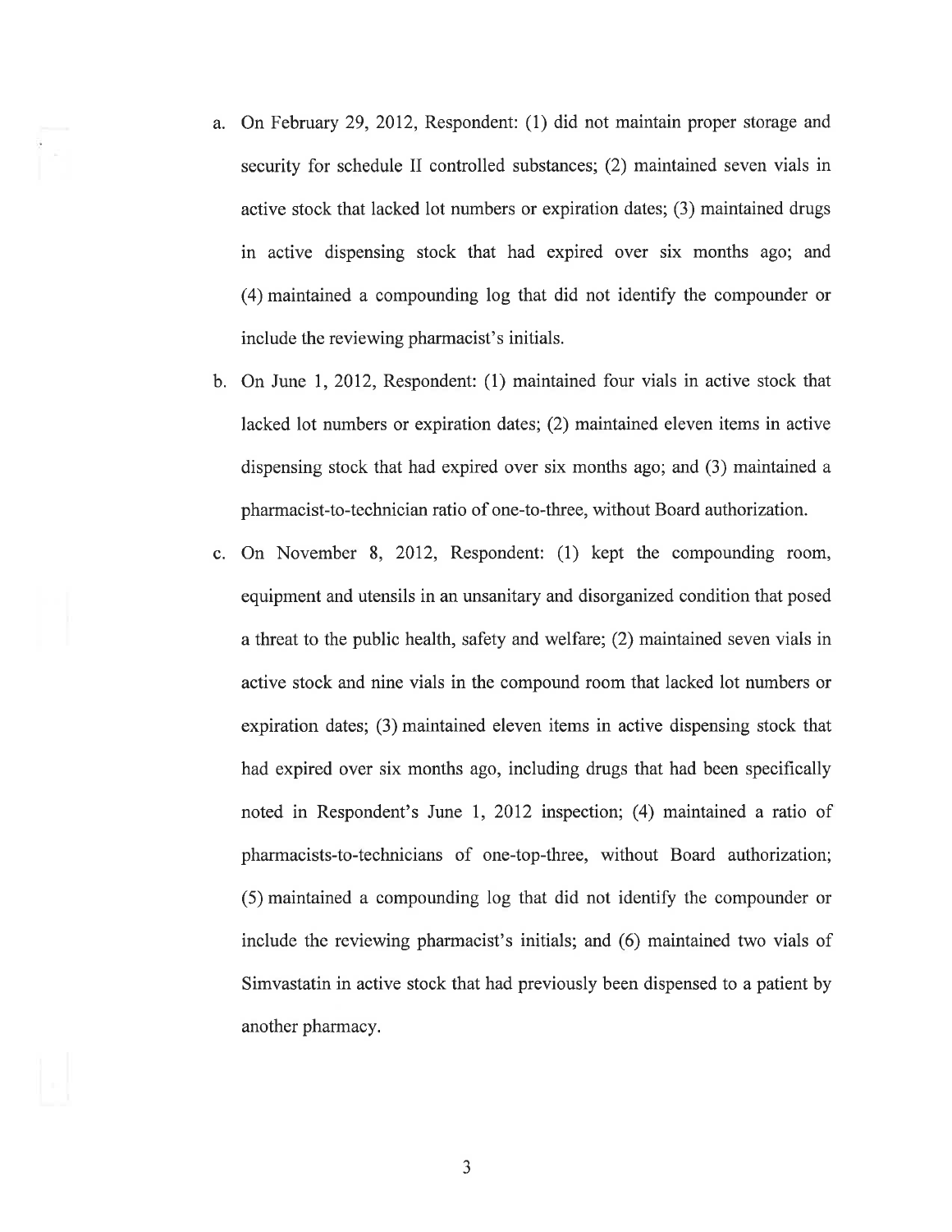a. On February 29, 2012, Respondent: (1) did not maintain proper storage and security for schedule II controlled substances; (2) maintained seven vials in active stock that lacked lot numbers or expiration dates; (3) maintained drugs in active dispensing stock that had expired over six months ago; and (4) maintained a compounding log that did not identify the compounder or include the reviewing pharmacist's initials.

b. On June 1, 2012, Respondent: (1) maintained four vials in active stock that lacked lot numbers or expiration dates; (2) maintained eleven items in active dispensing stock that had expired over six months ago; and (3) maintained a pharmacist-to-technician ratio of one-to-three, without Board authorization.

c. On November 8, 2012, Respondent: (1) kept the compounding room, equipment and utensils in an unsanitary and disorganized condition that posed a threat to the public health, safety and welfare; (2) maintained seven vials in active stock and nine vials in the compound room that lacked lot numbers or expiration dates; (3) maintained eleven items in active dispensing stock that had expired over six months ago, including drugs that had been specifically noted in Respondent's June 1, 2012 inspection; (4) maintained a ratio of pharmacists-to-technicians of one-top-three, without Board authorization; (5) maintained a compounding log that did not identify the compounder or include the reviewing pharmacist's initials; and (6) maintained two vials of Simvastatin in active stock that had previously been dispensed to a patient by another pharmacy.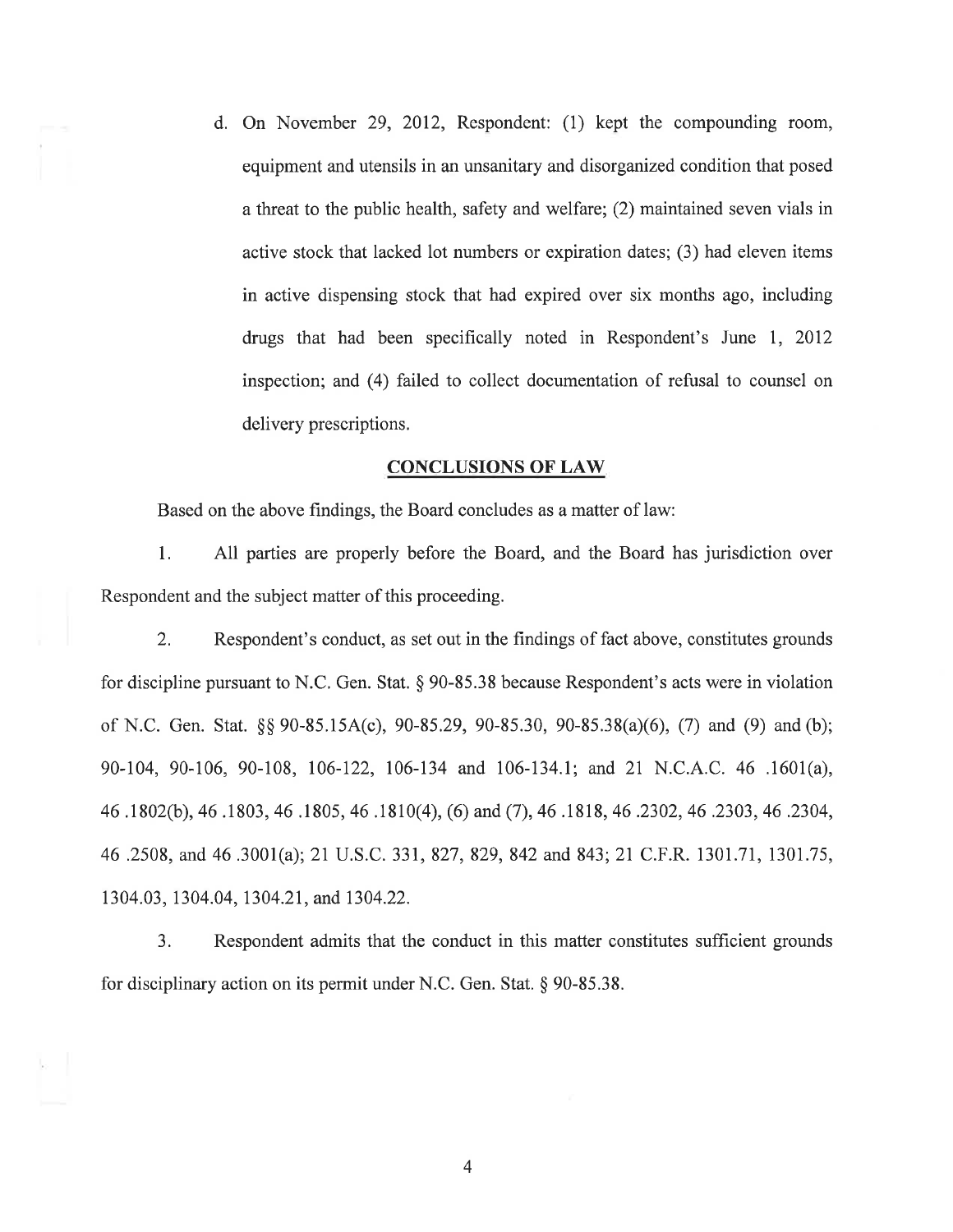d. On November 29, 2012, Respondent: (1) kept the compounding room, equipment and utensils in an unsanitary and disorganized condition that posed a threat to the public health, safety and welfare; (2) maintained seven vials in active stock that lacked lot numbers or expiration dates; (3) had eleven items in active dispensing stock that had expired over six months ago, including drugs that had been specifically noted in Respondent's June 1, 2012 inspection; and (4) failed to collect documentation of refusal to counsel on delivery prescriptions.

## CONCLUSIONS OF LAW

Based on the above findings, the Board concludes as a matter of law:

1. All parties are properly before the Board, and the Board has jurisdiction over Respondent and the subject matter of this proceeding.

2. Respondent's conduct, as set out in the findings of fact above, constitutes grounds for discipline pursuant to N.C. Gen. Stat. § 90-85.38 because Respondent's acts were in violation of N.C. Gen. Stat. §§ 90-85.15A(c), 90-85.29, 90-85.30, 90-85.38(a)(6), (7) and (9) and (b); 90-104, 90-106, 90-108, 106-122, 106-134 and 106-134.1; and 21 N.C.A.C. 46 .1601(a), 46 .1802(b), 46 .1803, 46 .1805, 46 .1810(4), (6) and (7), 46 .1818, 46 .2302, 46 .2303, 46 .2304, 46 .2508, and 46 .3001(a); 21 U.S.C. 331, 827, 829, 842 and 843; 21 C.F.R. 1301.71, 1301.75, 1304.03, 1304.04, 1304.21, and 1304.22.

3. Respondent admits that the conduct in this matter constitutes sufficient grounds for disciplinary action on its permit under N.C. Gen. Stat. § 90-85.38.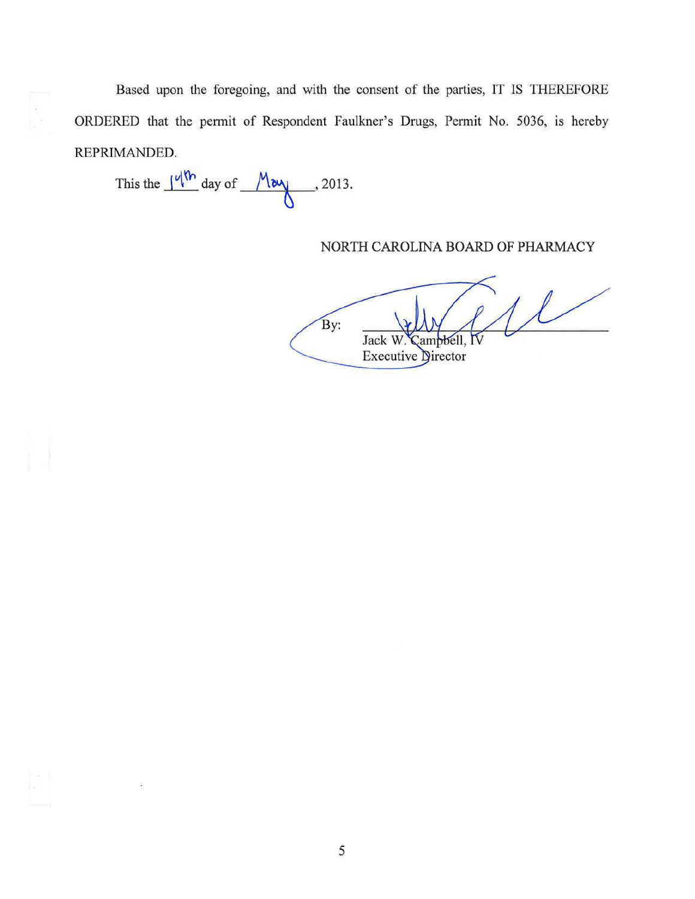Based upon the foregoing, and with the consent of the parties, IT IS THEREFORE ORDERED that the permit of Respondent Faulkner's Drugs, Permit No. 5036, is hereby REPRIMANDED.

This the 14th day of May, 2013.

NORTH CAROLINA BOARD OF PHARMACY

By: ______________________
Jack W. Campbell, IV
Executive Director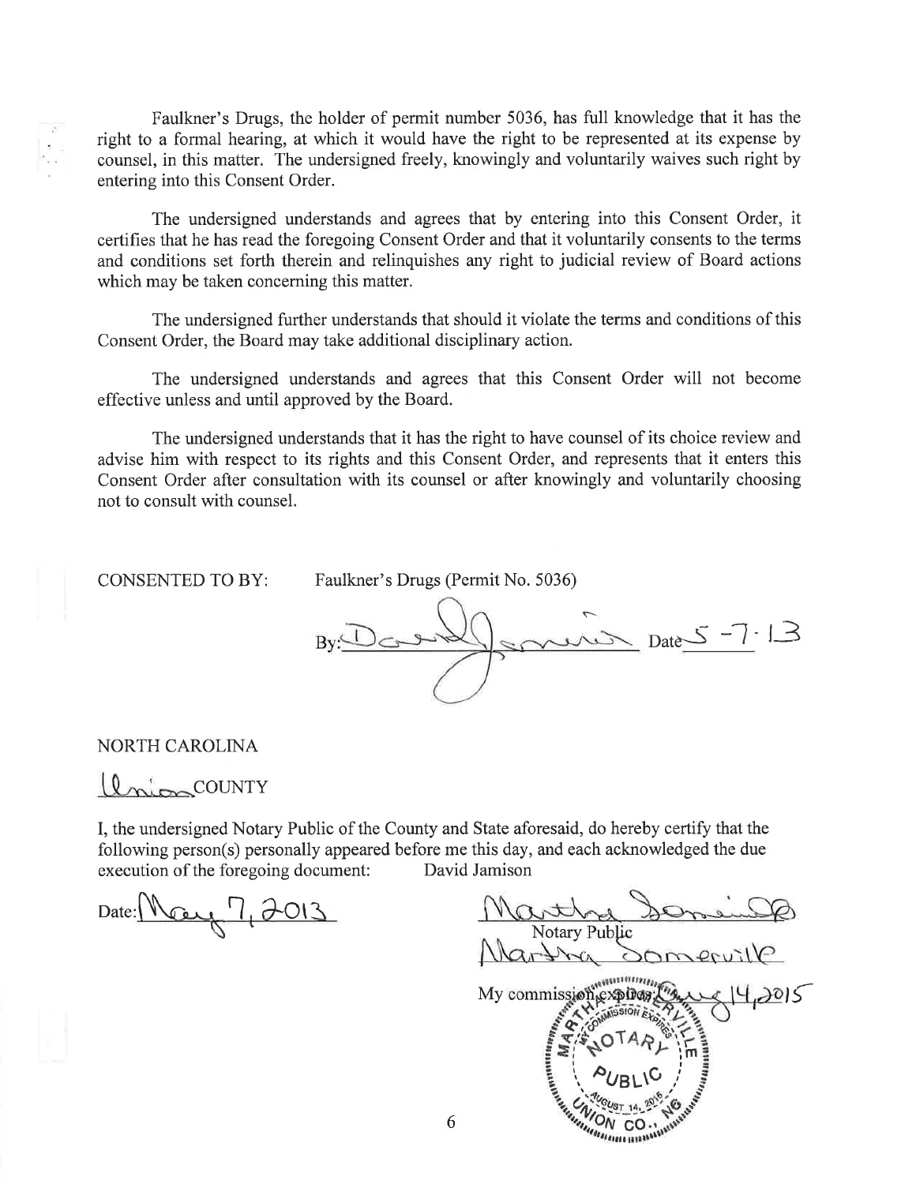Faulkner's Drugs, the holder of permit number 5036, has full knowledge that it has the right to a formal hearing, at which it would have the right to be represented at its expense by counsel, in this matter. The undersigned freely, knowingly and voluntarily waives such right by entering into this Consent Order.

The undersigned understands and agrees that by entering into this Consent Order, it certifies that he has read the foregoing Consent Order and that it voluntarily consents to the terms and conditions set forth therein and relinquishes any right to judicial review of Board actions which may be taken concerning this matter.

The undersigned further understands that should it violate the terms and conditions of this Consent Order, the Board may take additional disciplinary action.

The undersigned understands and agrees that this Consent Order will not become effective unless and until approved by the Board.

The undersigned understands that it has the right to have counsel of its choice review and advise him with respect to its rights and this Consent Order, and represents that it enters this Consent Order after consultation with its counsel or after knowingly and voluntarily choosing not to consult with counsel.

CONSENTED TO BY: Faulkner's Drugs (Permit No. 5036)

By: David Jamison Date 5-7-13

NORTH CAROLINA

Union COUNTY

I, the undersigned Notary Public of the County and State aforesaid, do hereby certify that the following person(s) personally appeared before me this day, and each acknowledged the due execution of the foregoing document: David Jamison

Date: May 7, 2013

Martha Somerville
Notary Public
Martha Somerville

My commission expires: Aug 14, 2015

MARTHA SOMERVILLE
NOTARY PUBLIC
MY COMMISSION EXPIRES AUGUST 14, 2015
UNION CO., NC